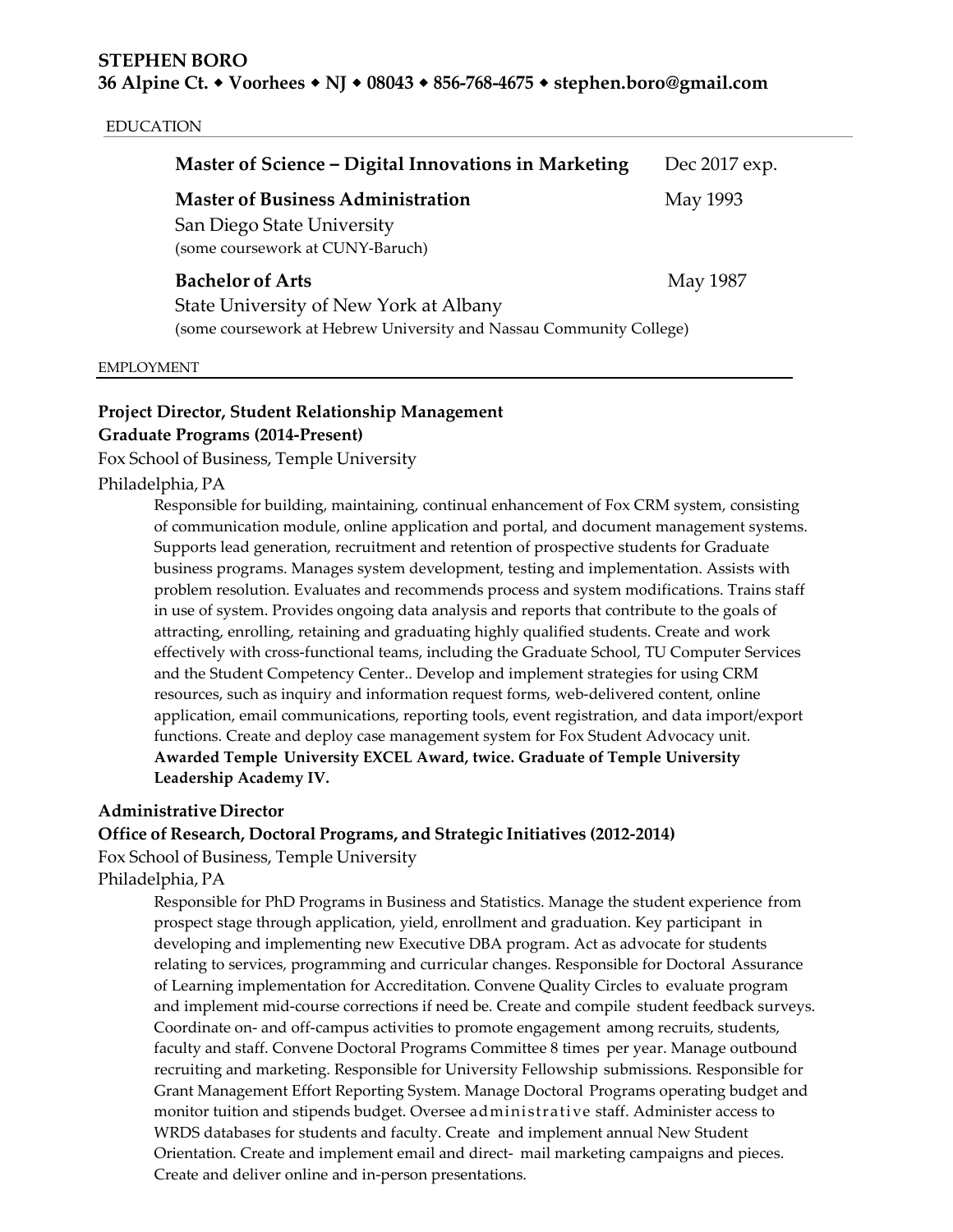# STEPHEN BORO

**36 Alpine Ct. ◆ Voorhees ◆ NJ ◆ 08043 ◆ 856-768-4675 ◆ stephen.boro@gmail.com**

## EDUCATION

**Master of Science – Digital Innovations in Marketing** Dec 2017 exp.

**Master of Business Administration** May 1993
San Diego State University
(some coursework at CUNY-Baruch)

**Bachelor of Arts** May 1987
State University of New York at Albany
(some coursework at Hebrew University and Nassau Community College)

## EMPLOYMENT

**Project Director, Student Relationship Management**
**Graduate Programs (2014-Present)**
Fox School of Business, Temple University
Philadelphia, PA

Responsible for building, maintaining, continual enhancement of Fox CRM system, consisting of communication module, online application and portal, and document management systems. Supports lead generation, recruitment and retention of prospective students for Graduate business programs. Manages system development, testing and implementation. Assists with problem resolution. Evaluates and recommends process and system modifications. Trains staff in use of system. Provides ongoing data analysis and reports that contribute to the goals of attracting, enrolling, retaining and graduating highly qualified students. Create and work effectively with cross-functional teams, including the Graduate School, TU Computer Services and the Student Competency Center.. Develop and implement strategies for using CRM resources, such as inquiry and information request forms, web-delivered content, online application, email communications, reporting tools, event registration, and data import/export functions. Create and deploy case management system for Fox Student Advocacy unit. **Awarded Temple University EXCEL Award, twice. Graduate of Temple University Leadership Academy IV.**

**Administrative Director**
**Office of Research, Doctoral Programs, and Strategic Initiatives (2012-2014)**
Fox School of Business, Temple University
Philadelphia, PA

Responsible for PhD Programs in Business and Statistics. Manage the student experience from prospect stage through application, yield, enrollment and graduation. Key participant in developing and implementing new Executive DBA program. Act as advocate for students relating to services, programming and curricular changes. Responsible for Doctoral Assurance of Learning implementation for Accreditation. Convene Quality Circles to evaluate program and implement mid-course corrections if need be. Create and compile student feedback surveys. Coordinate on- and off-campus activities to promote engagement among recruits, students, faculty and staff. Convene Doctoral Programs Committee 8 times per year. Manage outbound recruiting and marketing. Responsible for University Fellowship submissions. Responsible for Grant Management Effort Reporting System. Manage Doctoral Programs operating budget and monitor tuition and stipends budget. Oversee administrative staff. Administer access to WRDS databases for students and faculty. Create and implement annual New Student Orientation. Create and implement email and direct- mail marketing campaigns and pieces. Create and deliver online and in-person presentations.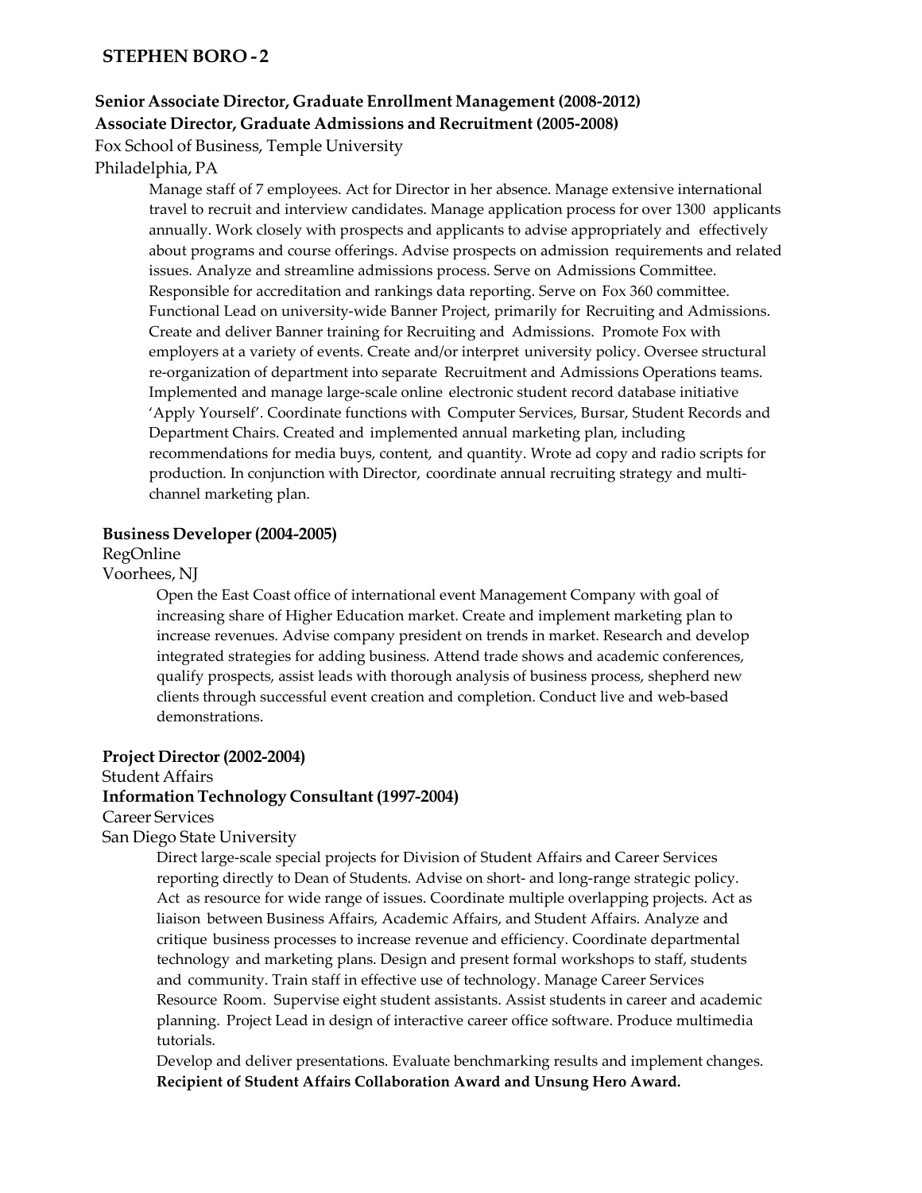**Senior Associate Director, Graduate Enrollment Management (2008-2012)**
**Associate Director, Graduate Admissions and Recruitment (2005-2008)**
Fox School of Business, Temple University
Philadelphia, PA

Manage staff of 7 employees. Act for Director in her absence. Manage extensive international travel to recruit and interview candidates. Manage application process for over 1300 applicants annually. Work closely with prospects and applicants to advise appropriately and effectively about programs and course offerings. Advise prospects on admission requirements and related issues. Analyze and streamline admissions process. Serve on Admissions Committee. Responsible for accreditation and rankings data reporting. Serve on Fox 360 committee. Functional Lead on university-wide Banner Project, primarily for Recruiting and Admissions. Create and deliver Banner training for Recruiting and Admissions. Promote Fox with employers at a variety of events. Create and/or interpret university policy. Oversee structural re-organization of department into separate Recruitment and Admissions Operations teams. Implemented and manage large-scale online electronic student record database initiative 'Apply Yourself'. Coordinate functions with Computer Services, Bursar, Student Records and Department Chairs. Created and implemented annual marketing plan, including recommendations for media buys, content, and quantity. Wrote ad copy and radio scripts for production. In conjunction with Director, coordinate annual recruiting strategy and multi-channel marketing plan.

**Business Developer (2004-2005)**
RegOnline
Voorhees, NJ

Open the East Coast office of international event Management Company with goal of increasing share of Higher Education market. Create and implement marketing plan to increase revenues. Advise company president on trends in market. Research and develop integrated strategies for adding business. Attend trade shows and academic conferences, qualify prospects, assist leads with thorough analysis of business process, shepherd new clients through successful event creation and completion. Conduct live and web-based demonstrations.

**Project Director (2002-2004)**
Student Affairs
**Information Technology Consultant (1997-2004)**
Career Services
San Diego State University

Direct large-scale special projects for Division of Student Affairs and Career Services reporting directly to Dean of Students. Advise on short- and long-range strategic policy. Act as resource for wide range of issues. Coordinate multiple overlapping projects. Act as liaison between Business Affairs, Academic Affairs, and Student Affairs. Analyze and critique business processes to increase revenue and efficiency. Coordinate departmental technology and marketing plans. Design and present formal workshops to staff, students and community. Train staff in effective use of technology. Manage Career Services Resource Room. Supervise eight student assistants. Assist students in career and academic planning. Project Lead in design of interactive career office software. Produce multimedia tutorials.

Develop and deliver presentations. Evaluate benchmarking results and implement changes. **Recipient of Student Affairs Collaboration Award and Unsung Hero Award.**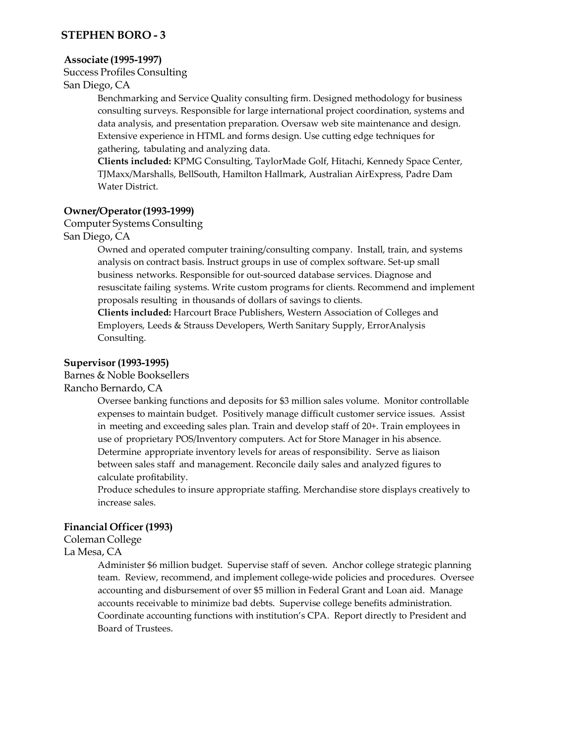**Associate (1995-1997)**
Success Profiles Consulting
San Diego, CA

Benchmarking and Service Quality consulting firm. Designed methodology for business consulting surveys. Responsible for large international project coordination, systems and data analysis, and presentation preparation. Oversaw web site maintenance and design. Extensive experience in HTML and forms design. Use cutting edge techniques for gathering, tabulating and analyzing data.
**Clients included:** KPMG Consulting, TaylorMade Golf, Hitachi, Kennedy Space Center, TJMaxx/Marshalls, BellSouth, Hamilton Hallmark, Australian AirExpress, Padre Dam Water District.

**Owner/Operator (1993-1999)**
Computer Systems Consulting
San Diego, CA

Owned and operated computer training/consulting company. Install, train, and systems analysis on contract basis. Instruct groups in use of complex software. Set-up small business networks. Responsible for out-sourced database services. Diagnose and resuscitate failing systems. Write custom programs for clients. Recommend and implement proposals resulting in thousands of dollars of savings to clients.
**Clients included:** Harcourt Brace Publishers, Western Association of Colleges and Employers, Leeds & Strauss Developers, Werth Sanitary Supply, ErrorAnalysis Consulting.

**Supervisor (1993-1995)**
Barnes & Noble Booksellers
Rancho Bernardo, CA

Oversee banking functions and deposits for $3 million sales volume. Monitor controllable expenses to maintain budget. Positively manage difficult customer service issues. Assist in meeting and exceeding sales plan. Train and develop staff of 20+. Train employees in use of proprietary POS/Inventory computers. Act for Store Manager in his absence. Determine appropriate inventory levels for areas of responsibility. Serve as liaison between sales staff and management. Reconcile daily sales and analyzed figures to calculate profitability.
Produce schedules to insure appropriate staffing. Merchandise store displays creatively to increase sales.

**Financial Officer (1993)**
Coleman College
La Mesa, CA

Administer $6 million budget. Supervise staff of seven. Anchor college strategic planning team. Review, recommend, and implement college-wide policies and procedures. Oversee accounting and disbursement of over $5 million in Federal Grant and Loan aid. Manage accounts receivable to minimize bad debts. Supervise college benefits administration. Coordinate accounting functions with institution's CPA. Report directly to President and Board of Trustees.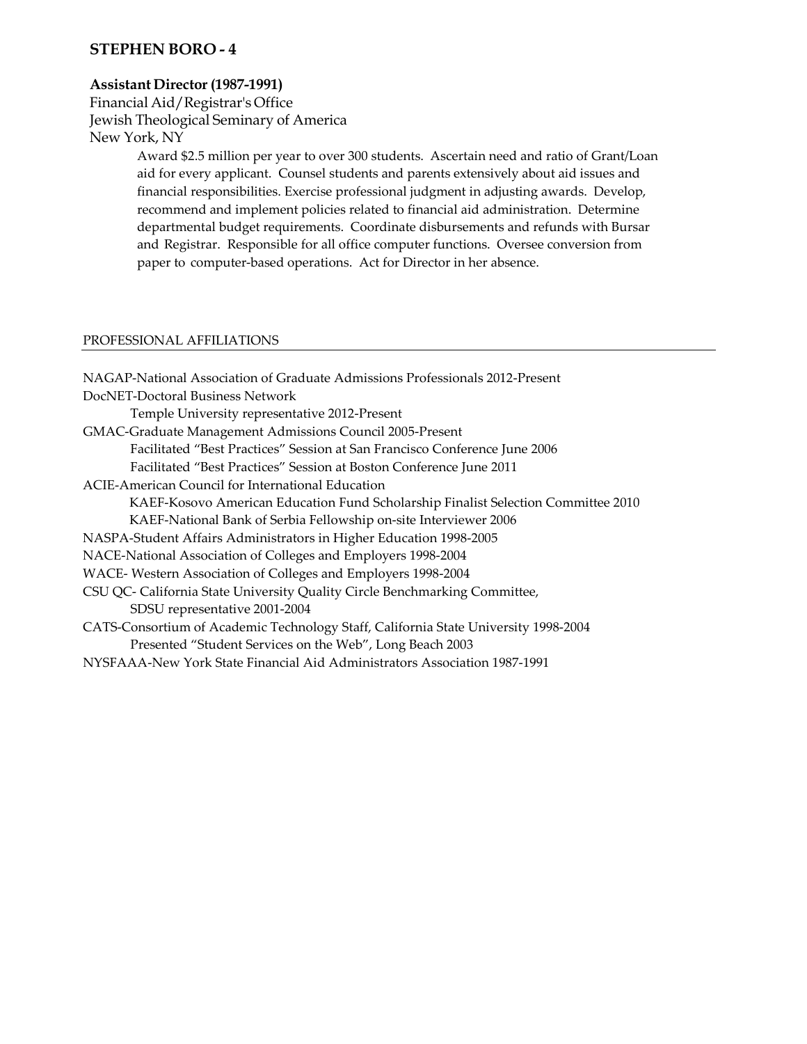**Assistant Director (1987-1991)**
Financial Aid/Registrar's Office
Jewish Theological Seminary of America
New York, NY

> Award $2.5 million per year to over 300 students. Ascertain need and ratio of Grant/Loan aid for every applicant. Counsel students and parents extensively about aid issues and financial responsibilities. Exercise professional judgment in adjusting awards. Develop, recommend and implement policies related to financial aid administration. Determine departmental budget requirements. Coordinate disbursements and refunds with Bursar and Registrar. Responsible for all office computer functions. Oversee conversion from paper to computer-based operations. Act for Director in her absence.

## PROFESSIONAL AFFILIATIONS

NAGAP-National Association of Graduate Admissions Professionals 2012-Present
DocNET-Doctoral Business Network
- Temple University representative 2012-Present

GMAC-Graduate Management Admissions Council 2005-Present
- Facilitated "Best Practices" Session at San Francisco Conference June 2006
- Facilitated "Best Practices" Session at Boston Conference June 2011

ACIE-American Council for International Education
- KAEF-Kosovo American Education Fund Scholarship Finalist Selection Committee 2010
- KAEF-National Bank of Serbia Fellowship on-site Interviewer 2006

NASPA-Student Affairs Administrators in Higher Education 1998-2005
NACE-National Association of Colleges and Employers 1998-2004
WACE- Western Association of Colleges and Employers 1998-2004
CSU QC- California State University Quality Circle Benchmarking Committee,
- SDSU representative 2001-2004

CATS-Consortium of Academic Technology Staff, California State University 1998-2004
- Presented "Student Services on the Web", Long Beach 2003

NYSFAAA-New York State Financial Aid Administrators Association 1987-1991